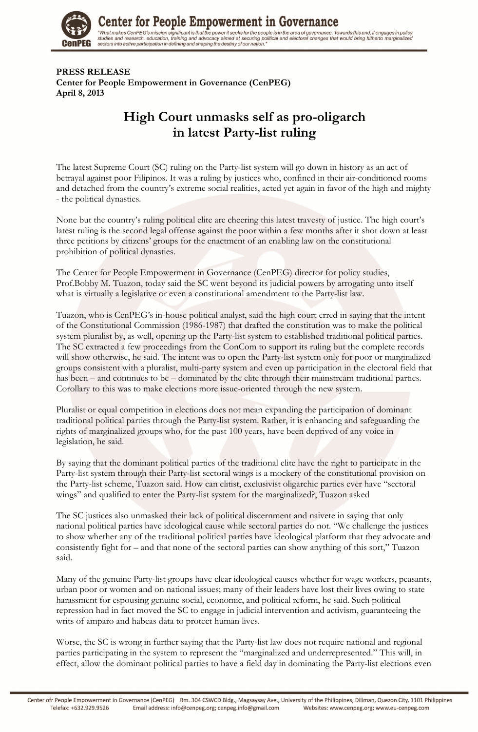**PRESS RELEASE**
**Center for People Empowerment in Governance (CenPEG)**
**April 8, 2013**

# High Court unmasks self as pro-oligarch in latest Party-list ruling

The latest Supreme Court (SC) ruling on the Party-list system will go down in history as an act of betrayal against poor Filipinos. It was a ruling by justices who, confined in their air-conditioned rooms and detached from the country's extreme social realities, acted yet again in favor of the high and mighty - the political dynasties.

None but the country's ruling political elite are cheering this latest travesty of justice. The high court's latest ruling is the second legal offense against the poor within a few months after it shot down at least three petitions by citizens' groups for the enactment of an enabling law on the constitutional prohibition of political dynasties.

The Center for People Empowerment in Governance (CenPEG) director for policy studies, Prof.Bobby M. Tuazon, today said the SC went beyond its judicial powers by arrogating unto itself what is virtually a legislative or even a constitutional amendment to the Party-list law.

Tuazon, who is CenPEG's in-house political analyst, said the high court erred in saying that the intent of the Constitutional Commission (1986-1987) that drafted the constitution was to make the political system pluralist by, as well, opening up the Party-list system to established traditional political parties. The SC extracted a few proceedings from the ConCom to support its ruling but the complete records will show otherwise, he said. The intent was to open the Party-list system only for poor or marginalized groups consistent with a pluralist, multi-party system and even up participation in the electoral field that has been – and continues to be – dominated by the elite through their mainstream traditional parties. Corollary to this was to make elections more issue-oriented through the new system.

Pluralist or equal competition in elections does not mean expanding the participation of dominant traditional political parties through the Party-list system. Rather, it is enhancing and safeguarding the rights of marginalized groups who, for the past 100 years, have been deprived of any voice in legislation, he said.

By saying that the dominant political parties of the traditional elite have the right to participate in the Party-list system through their Party-list sectoral wings is a mockery of the constitutional provision on the Party-list scheme, Tuazon said. How can elitist, exclusivist oligarchic parties ever have "sectoral wings" and qualified to enter the Party-list system for the marginalized?, Tuazon asked

The SC justices also unmasked their lack of political discernment and naivete in saying that only national political parties have ideological cause while sectoral parties do not. "We challenge the justices to show whether any of the traditional political parties have ideological platform that they advocate and consistently fight for – and that none of the sectoral parties can show anything of this sort," Tuazon said.

Many of the genuine Party-list groups have clear ideological causes whether for wage workers, peasants, urban poor or women and on national issues; many of their leaders have lost their lives owing to state harassment for espousing genuine social, economic, and political reform, he said. Such political repression had in fact moved the SC to engage in judicial intervention and activism, guaranteeing the writs of amparo and habeas data to protect human lives.

Worse, the SC is wrong in further saying that the Party-list law does not require national and regional parties participating in the system to represent the "marginalized and underrepresented." This will, in effect, allow the dominant political parties to have a field day in dominating the Party-list elections even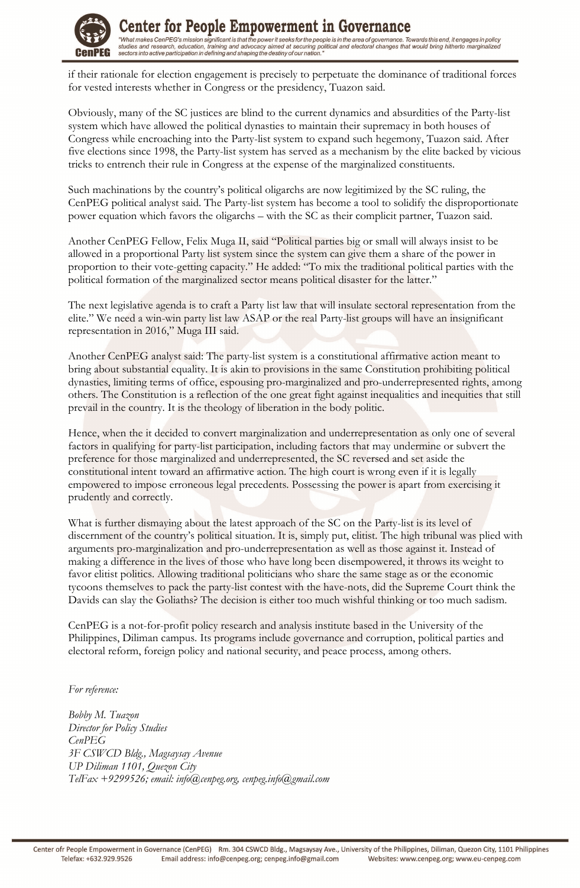if their rationale for election engagement is precisely to perpetuate the dominance of traditional forces for vested interests whether in Congress or the presidency, Tuazon said.

Obviously, many of the SC justices are blind to the current dynamics and absurdities of the Party-list system which have allowed the political dynasties to maintain their supremacy in both houses of Congress while encroaching into the Party-list system to expand such hegemony, Tuazon said. After five elections since 1998, the Party-list system has served as a mechanism by the elite backed by vicious tricks to entrench their rule in Congress at the expense of the marginalized constituents.

Such machinations by the country's political oligarchs are now legitimized by the SC ruling, the CenPEG political analyst said. The Party-list system has become a tool to solidify the disproportionate power equation which favors the oligarchs – with the SC as their complicit partner, Tuazon said.

Another CenPEG Fellow, Felix Muga II, said "Political parties big or small will always insist to be allowed in a proportional Party list system since the system can give them a share of the power in proportion to their vote-getting capacity." He added: "To mix the traditional political parties with the political formation of the marginalized sector means political disaster for the latter."

The next legislative agenda is to craft a Party list law that will insulate sectoral representation from the elite." We need a win-win party list law ASAP or the real Party-list groups will have an insignificant representation in 2016," Muga III said.

Another CenPEG analyst said: The party-list system is a constitutional affirmative action meant to bring about substantial equality. It is akin to provisions in the same Constitution prohibiting political dynasties, limiting terms of office, espousing pro-marginalized and pro-underrepresented rights, among others. The Constitution is a reflection of the one great fight against inequalities and inequities that still prevail in the country. It is the theology of liberation in the body politic.

Hence, when the it decided to convert marginalization and underrepresentation as only one of several factors in qualifying for party-list participation, including factors that may undermine or subvert the preference for those marginalized and underrepresented, the SC reversed and set aside the constitutional intent toward an affirmative action. The high court is wrong even if it is legally empowered to impose erroneous legal precedents. Possessing the power is apart from exercising it prudently and correctly.

What is further dismaying about the latest approach of the SC on the Party-list is its level of discernment of the country's political situation. It is, simply put, elitist. The high tribunal was plied with arguments pro-marginalization and pro-underrepresentation as well as those against it. Instead of making a difference in the lives of those who have long been disempowered, it throws its weight to favor elitist politics. Allowing traditional politicians who share the same stage as or the economic tycoons themselves to pack the party-list contest with the have-nots, did the Supreme Court think the Davids can slay the Goliaths? The decision is either too much wishful thinking or too much sadism.

CenPEG is a not-for-profit policy research and analysis institute based in the University of the Philippines, Diliman campus. Its programs include governance and corruption, political parties and electoral reform, foreign policy and national security, and peace process, among others.

*For reference:*

*Bobby M. Tuazon*
*Director for Policy Studies*
*CenPEG*
*3F CSWCD Bldg., Magsaysay Avenue*
*UP Diliman 1101, Quezon City*
*TelFax +9299526; email: info@cenpeg.org, cenpeg.info@gmail.com*